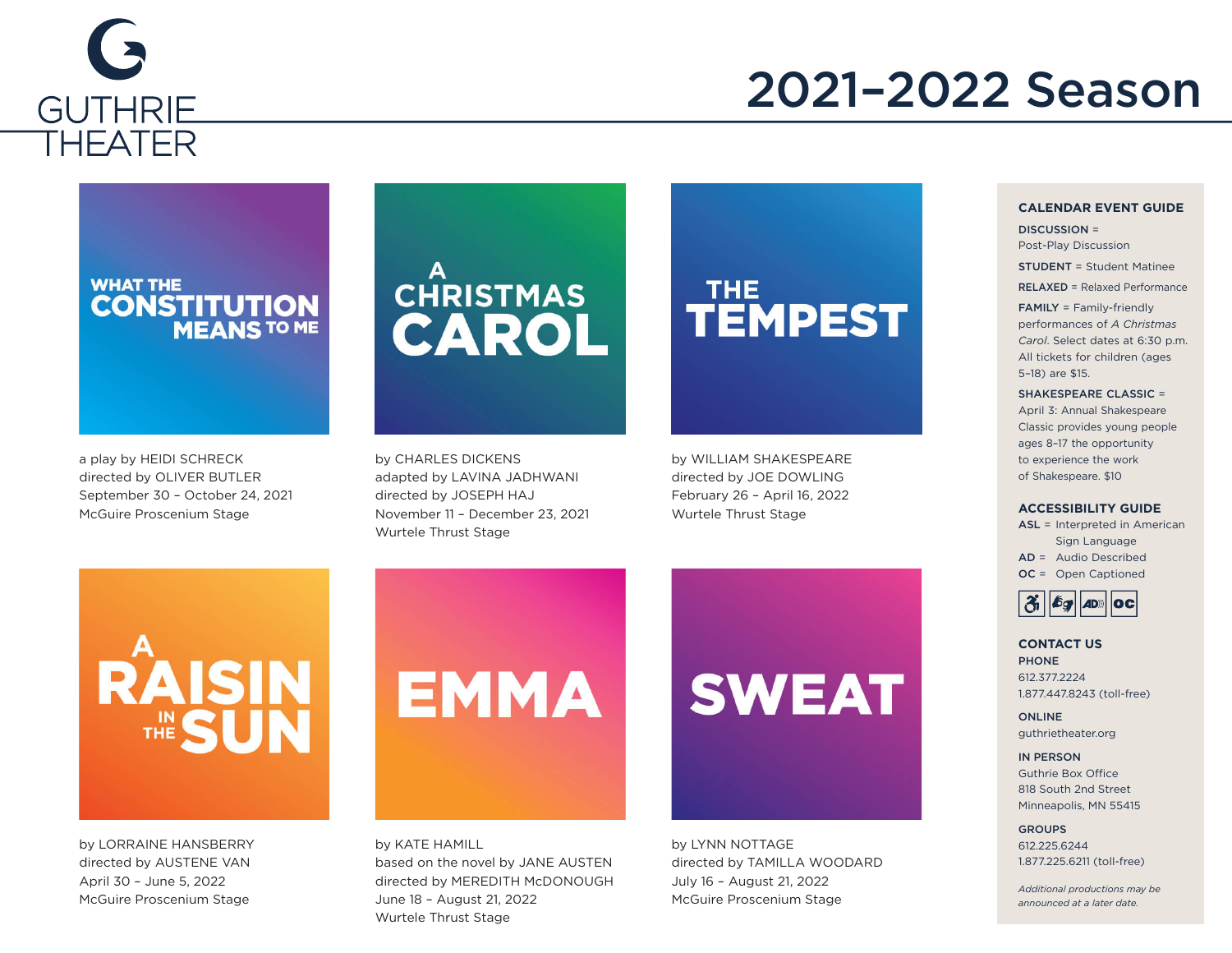GUTHRIE THEATER

# 2021–2022 Season

## WHAT THE CONSTITUTION MEANS TO ME

a play by HEIDI SCHRECK
directed by OLIVER BUTLER
September 30 – October 24, 2021
McGuire Proscenium Stage

## A CHRISTMAS CAROL

by CHARLES DICKENS
adapted by LAVINA JADHWANI
directed by JOSEPH HAJ
November 11 – December 23, 2021
Wurtele Thrust Stage

## THE TEMPEST

by WILLIAM SHAKESPEARE
directed by JOE DOWLING
February 26 – April 16, 2022
Wurtele Thrust Stage

## A RAISIN IN THE SUN

by LORRAINE HANSBERRY
directed by AUSTENE VAN
April 30 – June 5, 2022
McGuire Proscenium Stage

## EMMA

by KATE HAMILL
based on the novel by JANE AUSTEN
directed by MEREDITH McDONOUGH
June 18 – August 21, 2022
Wurtele Thrust Stage

## SWEAT

by LYNN NOTTAGE
directed by TAMILLA WOODARD
July 16 – August 21, 2022
McGuire Proscenium Stage

### CALENDAR EVENT GUIDE

**DISCUSSION** = Post-Play Discussion

**STUDENT** = Student Matinee

**RELAXED** = Relaxed Performance

**FAMILY** = Family-friendly performances of *A Christmas Carol*. Select dates at 6:30 p.m. All tickets for children (ages 5–18) are $15.

**SHAKESPEARE CLASSIC** = April 3: Annual Shakespeare Classic provides young people ages 8–17 the opportunity to experience the work of Shakespeare. $10

### ACCESSIBILITY GUIDE

**ASL** = Interpreted in American Sign Language
**AD** = Audio Described
**OC** = Open Captioned

### CONTACT US

**PHONE**
612.377.2224
1.877.447.8243 (toll-free)

**ONLINE**
guthrietheater.org

**IN PERSON**
Guthrie Box Office
818 South 2nd Street
Minneapolis, MN 55415

**GROUPS**
612.225.6244
1.877.225.6211 (toll-free)

*Additional productions may be announced at a later date.*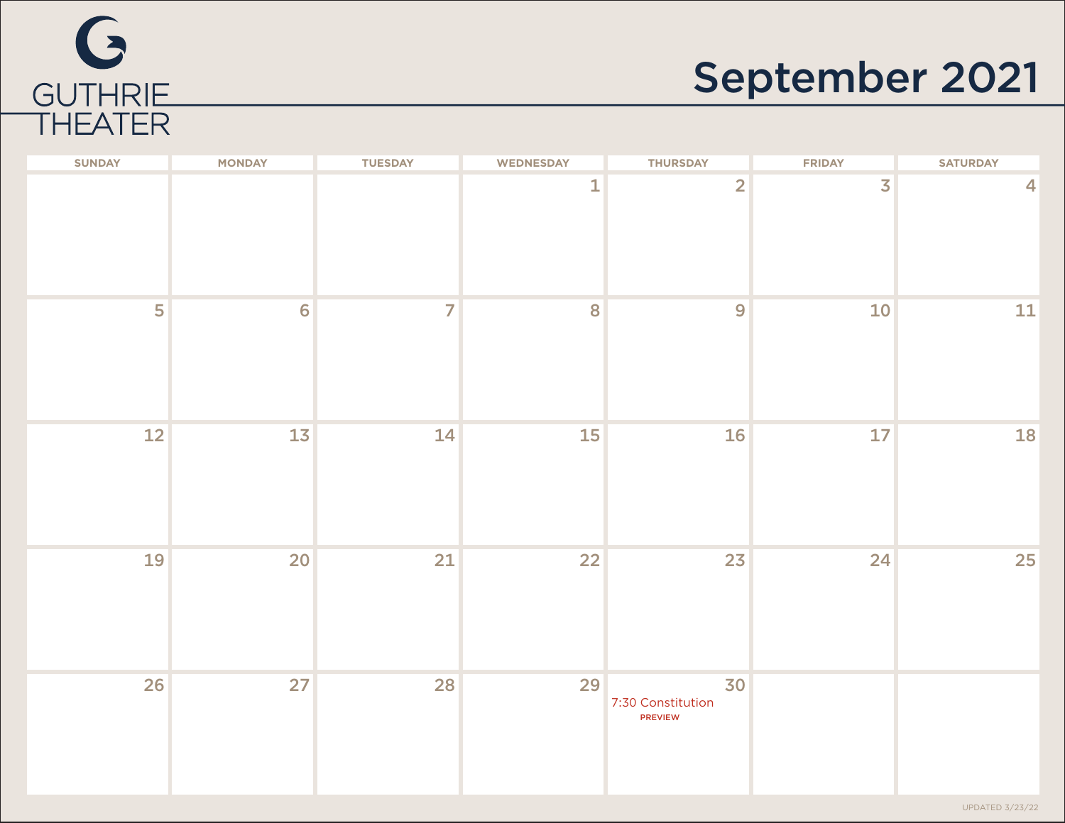GUTHRIE THEATER

# September 2021

| SUNDAY | MONDAY | TUESDAY | WEDNESDAY | THURSDAY | FRIDAY | SATURDAY |
|---|---|---|---|---|---|---|
| | | | 1 | 2 | 3 | 4 |
| 5 | 6 | 7 | 8 | 9 | 10 | 11 |
| 12 | 13 | 14 | 15 | 16 | 17 | 18 |
| 19 | 20 | 21 | 22 | 23 | 24 | 25 |
| 26 | 27 | 28 | 29 | 30 7:30 Constitution PREVIEW | | |

UPDATED 3/23/22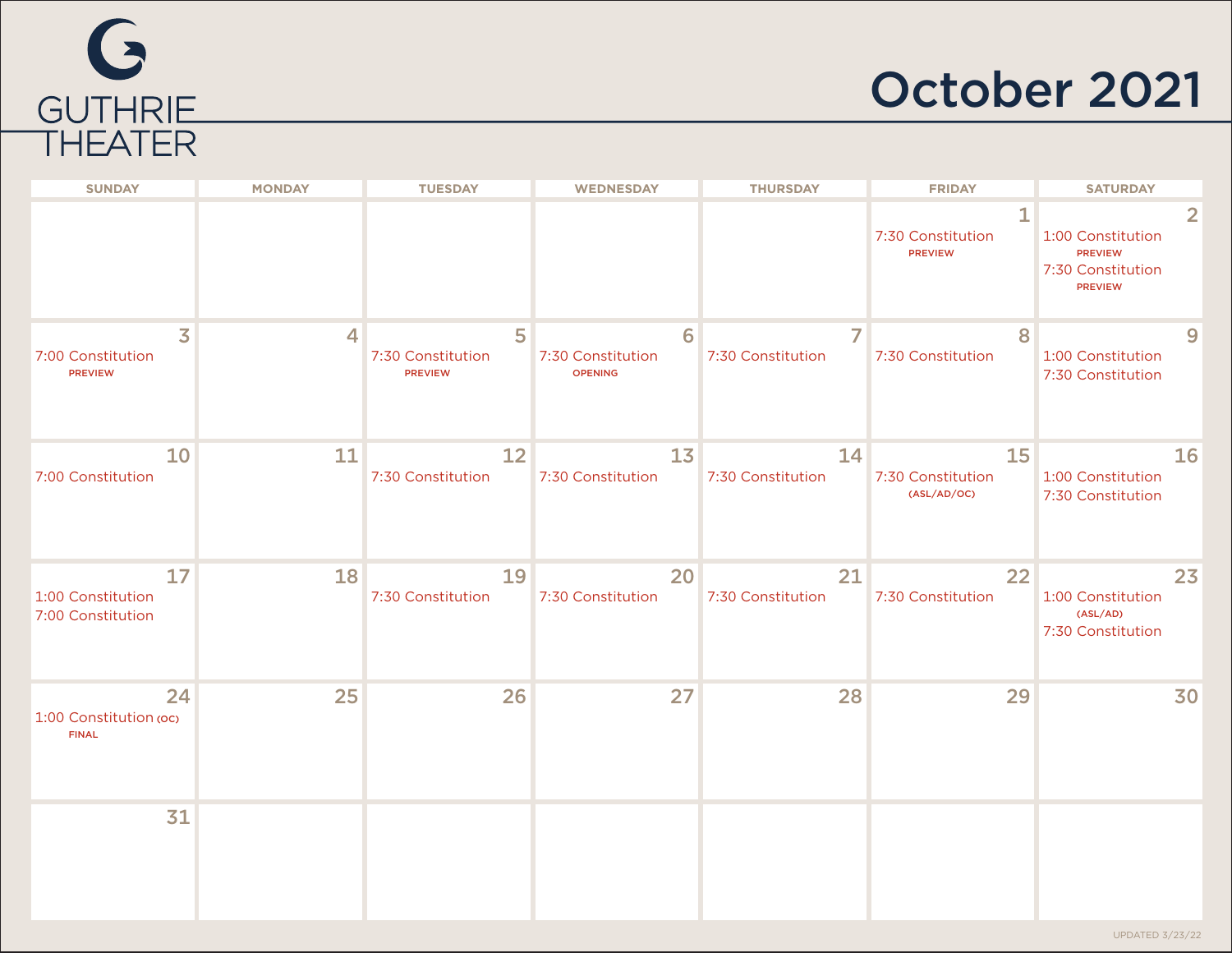# GUTHRIE THEATER

## October 2021

| SUNDAY | MONDAY | TUESDAY | WEDNESDAY | THURSDAY | FRIDAY | SATURDAY |
|---|---|---|---|---|---|---|
| | | | | | 1<br>7:30 Constitution<br>PREVIEW | 2<br>1:00 Constitution<br>PREVIEW<br>7:30 Constitution<br>PREVIEW |
| 3<br>7:00 Constitution<br>PREVIEW | 4 | 5<br>7:30 Constitution<br>PREVIEW | 6<br>7:30 Constitution<br>OPENING | 7<br>7:30 Constitution | 8<br>7:30 Constitution | 9<br>1:00 Constitution<br>7:30 Constitution |
| 10<br>7:00 Constitution | 11 | 12<br>7:30 Constitution | 13<br>7:30 Constitution | 14<br>7:30 Constitution | 15<br>7:30 Constitution<br>(ASL/AD/OC) | 16<br>1:00 Constitution<br>7:30 Constitution |
| 17<br>1:00 Constitution<br>7:00 Constitution | 18 | 19<br>7:30 Constitution | 20<br>7:30 Constitution | 21<br>7:30 Constitution | 22<br>7:30 Constitution | 23<br>1:00 Constitution<br>(ASL/AD)<br>7:30 Constitution |
| 24<br>1:00 Constitution (OC)<br>FINAL | 25 | 26 | 27 | 28 | 29 | 30 |
| 31 | | | | | | |

UPDATED 3/23/22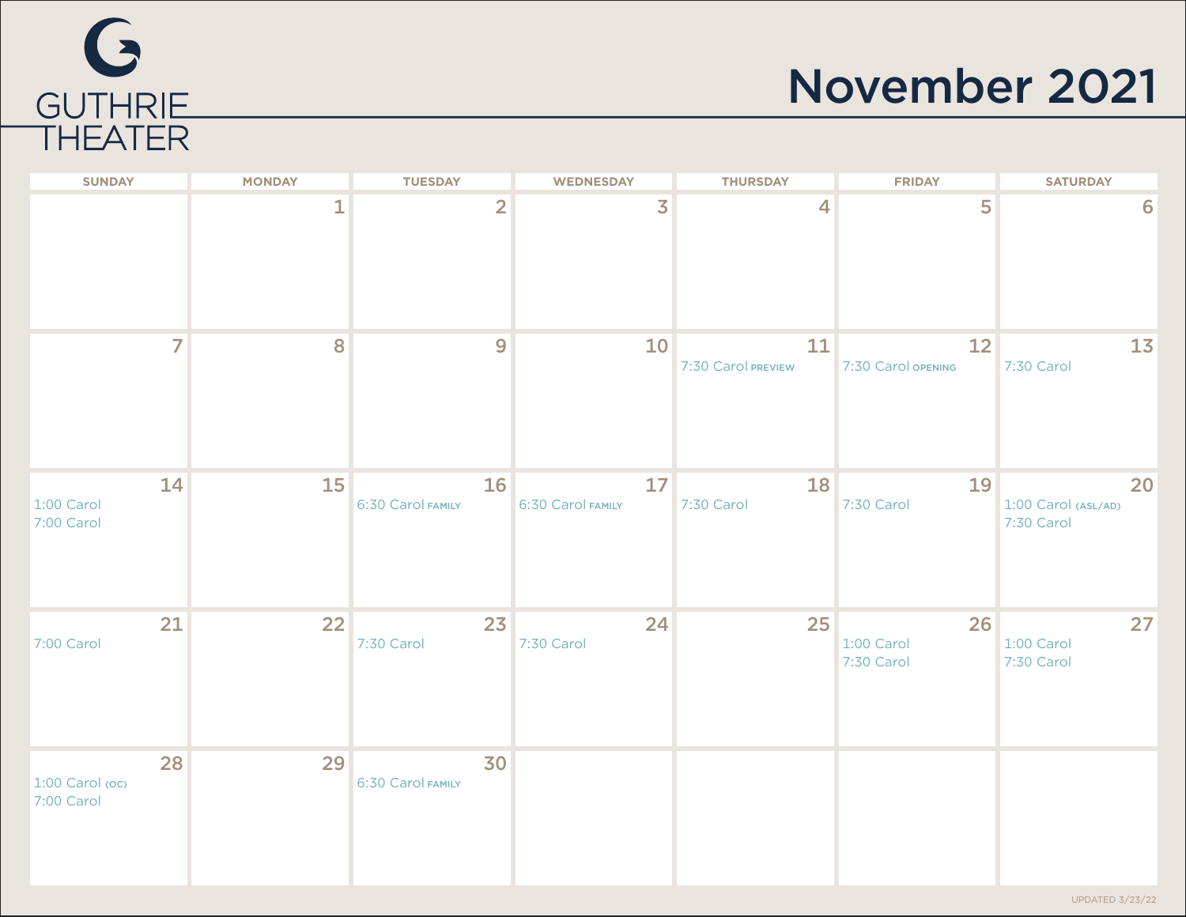GUTHRIE THEATER

# November 2021

| SUNDAY | MONDAY | TUESDAY | WEDNESDAY | THURSDAY | FRIDAY | SATURDAY |
|---|---|---|---|---|---|---|
| | 1 | 2 | 3 | 4 | 5 | 6 |
| 7 | 8 | 9 | 10 | 11<br>7:30 Carol PREVIEW | 12<br>7:30 Carol OPENING | 13<br>7:30 Carol |
| 14<br>1:00 Carol<br>7:00 Carol | 15 | 16<br>6:30 Carol FAMILY | 17<br>6:30 Carol FAMILY | 18<br>7:30 Carol | 19<br>7:30 Carol | 20<br>1:00 Carol (ASL/AD)<br>7:30 Carol |
| 21<br>7:00 Carol | 22 | 23<br>7:30 Carol | 24<br>7:30 Carol | 25 | 26<br>1:00 Carol<br>7:30 Carol | 27<br>1:00 Carol<br>7:30 Carol |
| 28<br>1:00 Carol (OC)<br>7:00 Carol | 29 | 30<br>6:30 Carol FAMILY | | | | |

UPDATED 3/23/22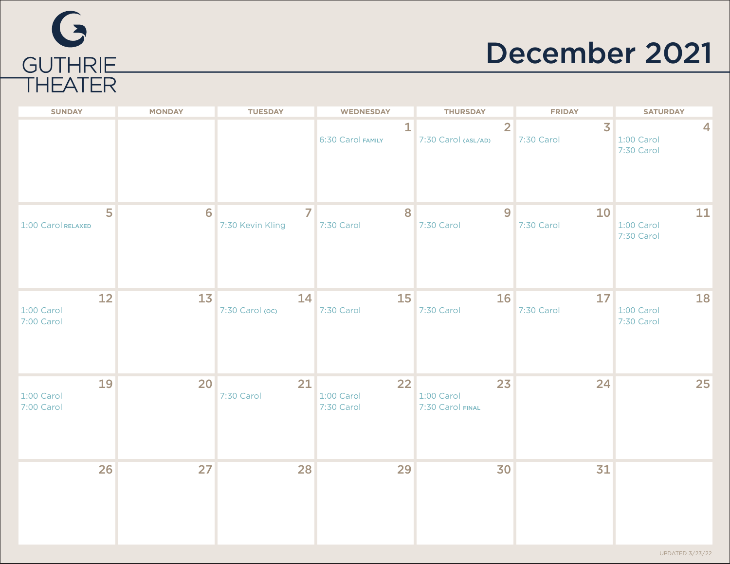GUTHRIE THEATER

# December 2021

| SUNDAY | MONDAY | TUESDAY | WEDNESDAY | THURSDAY | FRIDAY | SATURDAY |
|---|---|---|---|---|---|---|
| | | | 1<br>6:30 Carol FAMILY | 2<br>7:30 Carol (ASL/AD) | 3<br>7:30 Carol | 4<br>1:00 Carol<br>7:30 Carol |
| 5<br>1:00 Carol RELAXED | 6 | 7<br>7:30 Kevin Kling | 8<br>7:30 Carol | 9<br>7:30 Carol | 10<br>7:30 Carol | 11<br>1:00 Carol<br>7:30 Carol |
| 12<br>1:00 Carol<br>7:00 Carol | 13 | 14<br>7:30 Carol (OC) | 15<br>7:30 Carol | 16<br>7:30 Carol | 17<br>7:30 Carol | 18<br>1:00 Carol<br>7:30 Carol |
| 19<br>1:00 Carol<br>7:00 Carol | 20 | 21<br>7:30 Carol | 22<br>1:00 Carol<br>7:30 Carol | 23<br>1:00 Carol<br>7:30 Carol FINAL | 24 | 25 |
| 26 | 27 | 28 | 29 | 30 | 31 | |

UPDATED 3/23/22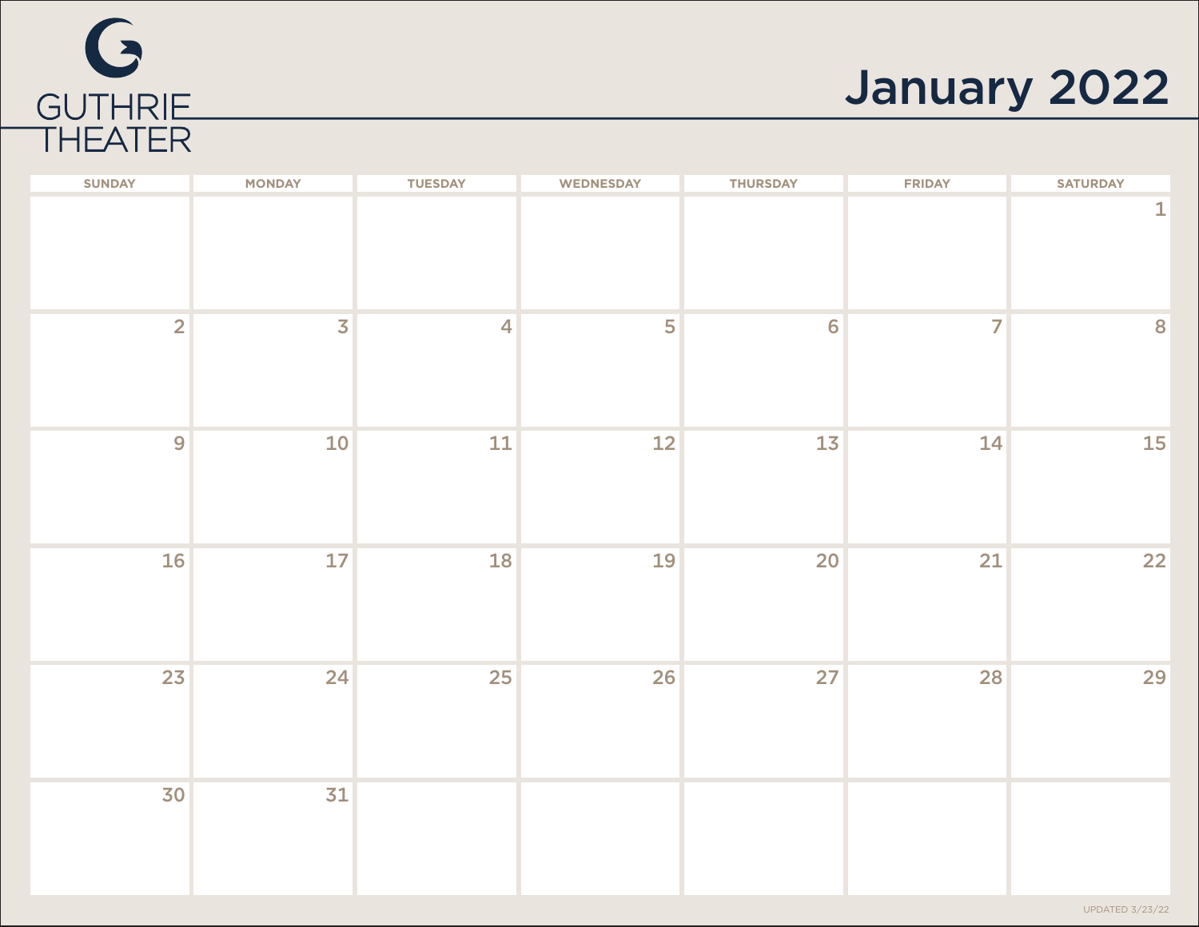GUTHRIE THEATER

# January 2022

| SUNDAY | MONDAY | TUESDAY | WEDNESDAY | THURSDAY | FRIDAY | SATURDAY |
|---|---|---|---|---|---|---|
| | | | | | | 1 |
| 2 | 3 | 4 | 5 | 6 | 7 | 8 |
| 9 | 10 | 11 | 12 | 13 | 14 | 15 |
| 16 | 17 | 18 | 19 | 20 | 21 | 22 |
| 23 | 24 | 25 | 26 | 27 | 28 | 29 |
| 30 | 31 | | | | | |

UPDATED 3/23/22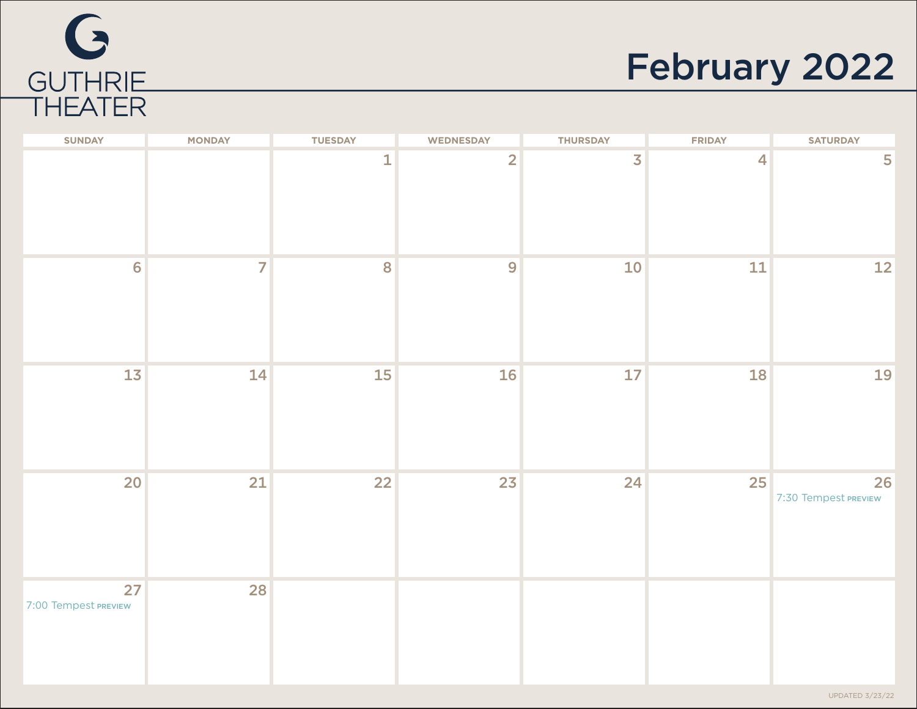GUTHRIE THEATER

# February 2022

| SUNDAY | MONDAY | TUESDAY | WEDNESDAY | THURSDAY | FRIDAY | SATURDAY |
|---|---|---|---|---|---|---|
| | | 1 | 2 | 3 | 4 | 5 |
| 6 | 7 | 8 | 9 | 10 | 11 | 12 |
| 13 | 14 | 15 | 16 | 17 | 18 | 19 |
| 20 | 21 | 22 | 23 | 24 | 25 | 26<br>7:30 Tempest PREVIEW |
| 27<br>7:00 Tempest PREVIEW | 28 | | | | | |

UPDATED 3/23/22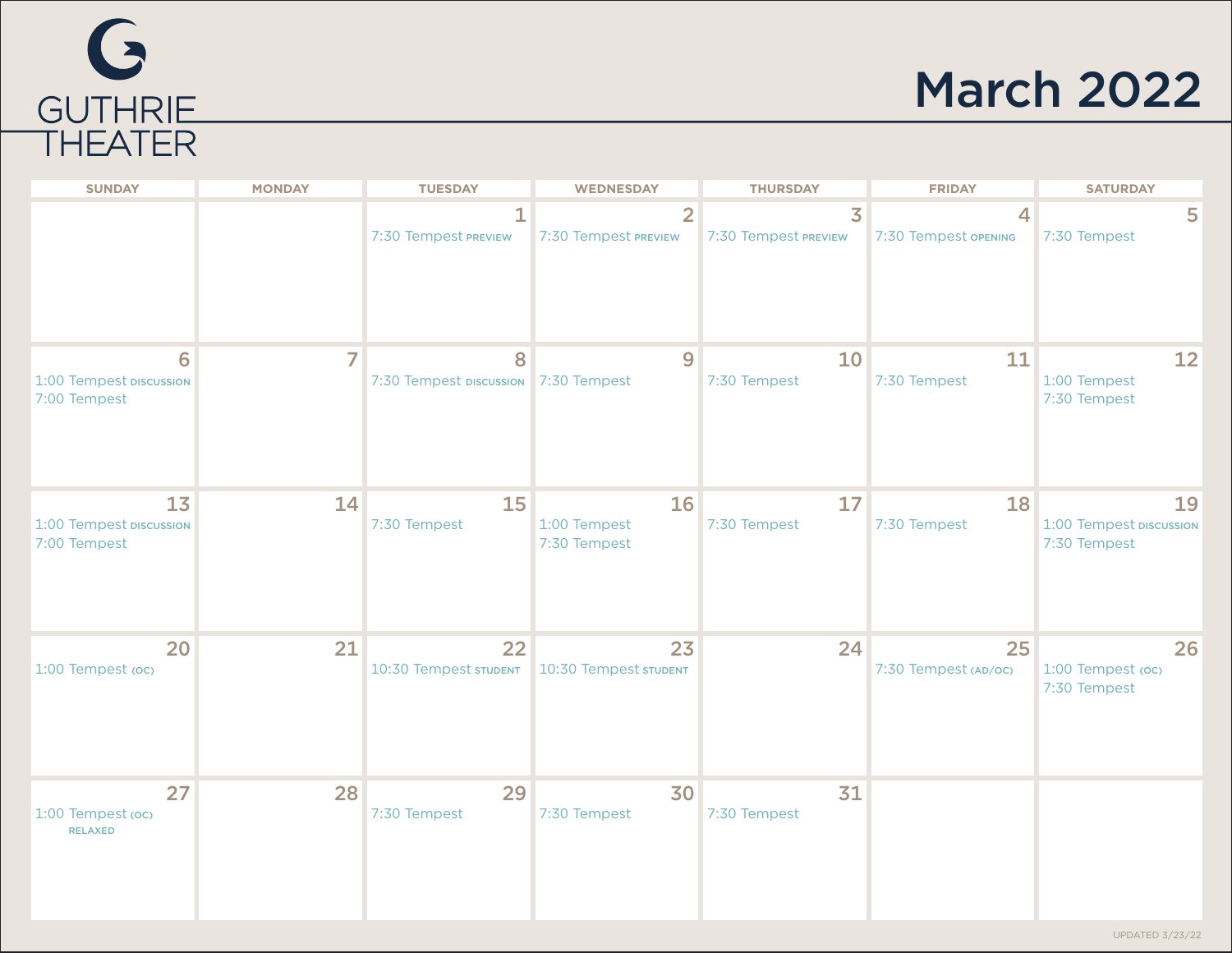GUTHRIE THEATER

# March 2022

| SUNDAY | MONDAY | TUESDAY | WEDNESDAY | THURSDAY | FRIDAY | SATURDAY |
|---|---|---|---|---|---|---|
| | | 1<br>7:30 Tempest PREVIEW | 2<br>7:30 Tempest PREVIEW | 3<br>7:30 Tempest PREVIEW | 4<br>7:30 Tempest OPENING | 5<br>7:30 Tempest |
| 6<br>1:00 Tempest DISCUSSION<br>7:00 Tempest | 7 | 8<br>7:30 Tempest DISCUSSION | 9<br>7:30 Tempest | 10<br>7:30 Tempest | 11<br>7:30 Tempest | 12<br>1:00 Tempest<br>7:30 Tempest |
| 13<br>1:00 Tempest DISCUSSION<br>7:00 Tempest | 14 | 15<br>7:30 Tempest | 16<br>1:00 Tempest<br>7:30 Tempest | 17<br>7:30 Tempest | 18<br>7:30 Tempest | 19<br>1:00 Tempest DISCUSSION<br>7:30 Tempest |
| 20<br>1:00 Tempest (OC) | 21 | 22<br>10:30 Tempest STUDENT | 23<br>10:30 Tempest STUDENT | 24 | 25<br>7:30 Tempest (AD/OC) | 26<br>1:00 Tempest (OC)<br>7:30 Tempest |
| 27<br>1:00 Tempest (OC) RELAXED | 28 | 29<br>7:30 Tempest | 30<br>7:30 Tempest | 31<br>7:30 Tempest | | |

UPDATED 3/23/22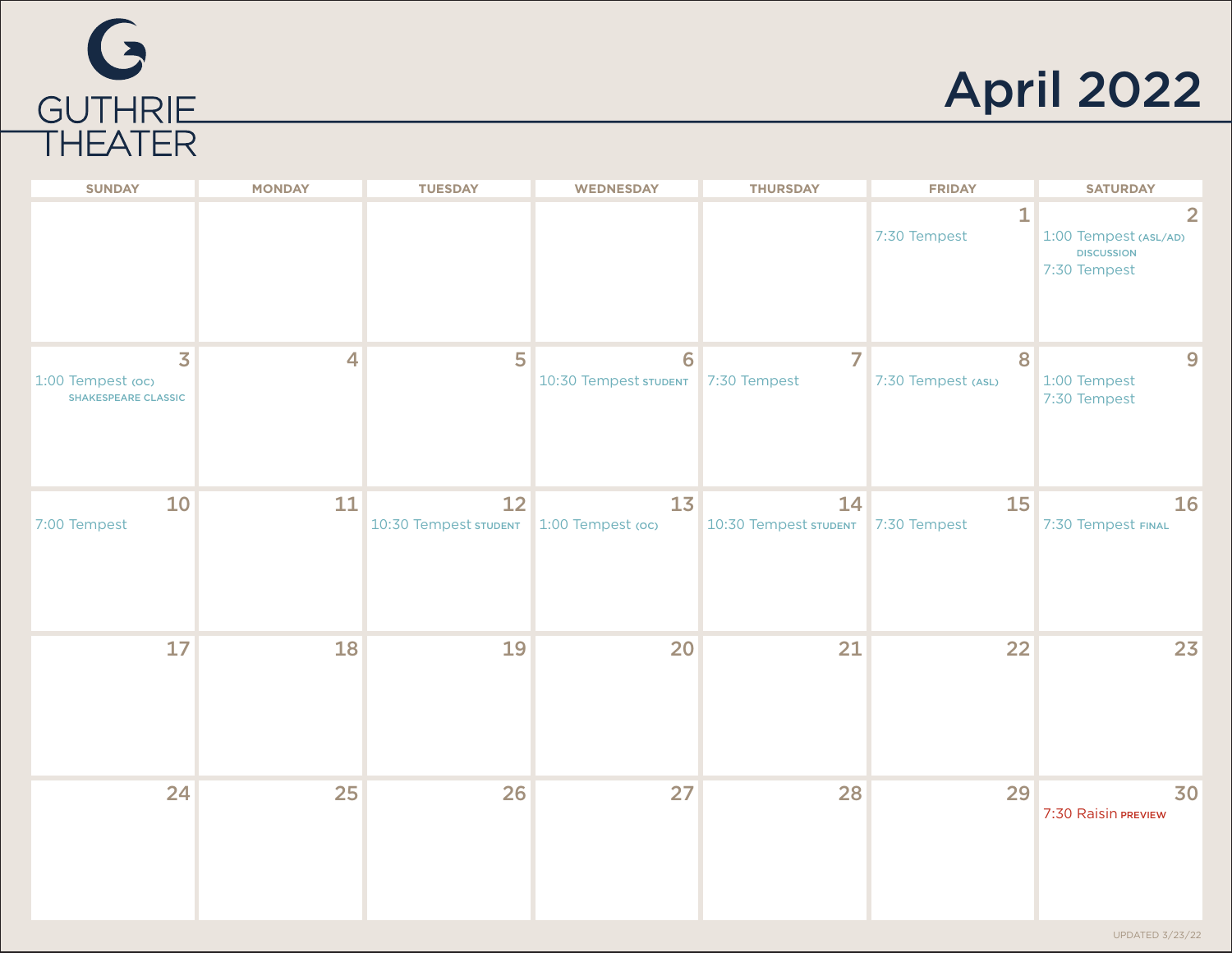GUTHRIE THEATER

# April 2022

| SUNDAY | MONDAY | TUESDAY | WEDNESDAY | THURSDAY | FRIDAY | SATURDAY |
| --- | --- | --- | --- | --- | --- | --- |
| | | | | | 1<br>7:30 Tempest | 2<br>1:00 Tempest (ASL/AD)<br>DISCUSSION<br>7:30 Tempest |
| 3<br>1:00 Tempest (OC)<br>SHAKESPEARE CLASSIC | 4 | 5 | 6<br>10:30 Tempest STUDENT | 7<br>7:30 Tempest | 8<br>7:30 Tempest (ASL) | 9<br>1:00 Tempest<br>7:30 Tempest |
| 10<br>7:00 Tempest | 11 | 12<br>10:30 Tempest STUDENT | 13<br>1:00 Tempest (OC) | 14<br>10:30 Tempest STUDENT | 15<br>7:30 Tempest | 16<br>7:30 Tempest FINAL |
| 17 | 18 | 19 | 20 | 21 | 22 | 23 |
| 24 | 25 | 26 | 27 | 28 | 29 | 30<br>7:30 Raisin PREVIEW |

UPDATED 3/23/22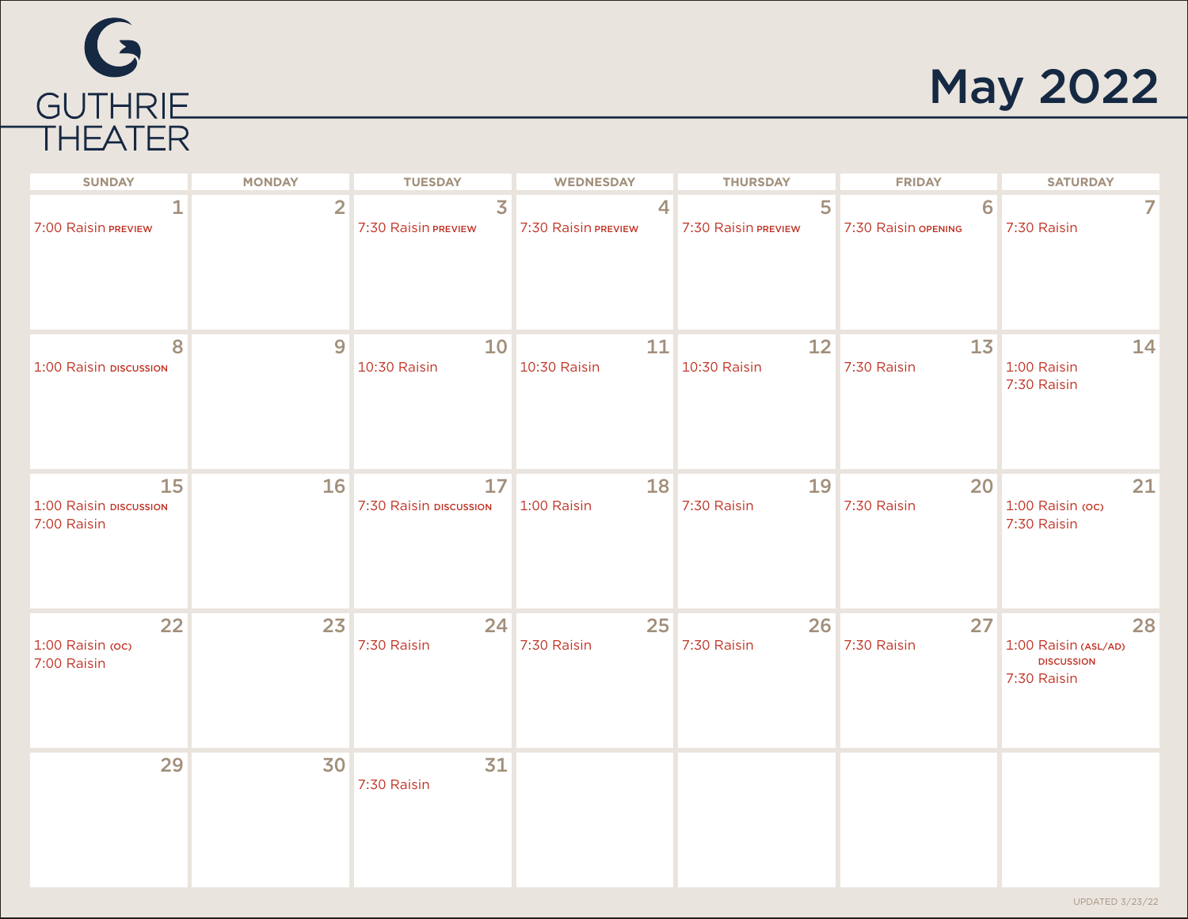GUTHRIE THEATER

# May 2022

| SUNDAY | MONDAY | TUESDAY | WEDNESDAY | THURSDAY | FRIDAY | SATURDAY |
|---|---|---|---|---|---|---|
| **1**<br>7:00 Raisin PREVIEW | **2** | **3**<br>7:30 Raisin PREVIEW | **4**<br>7:30 Raisin PREVIEW | **5**<br>7:30 Raisin PREVIEW | **6**<br>7:30 Raisin OPENING | **7**<br>7:30 Raisin |
| **8**<br>1:00 Raisin DISCUSSION | **9** | **10**<br>10:30 Raisin | **11**<br>10:30 Raisin | **12**<br>10:30 Raisin | **13**<br>7:30 Raisin | **14**<br>1:00 Raisin<br>7:30 Raisin |
| **15**<br>1:00 Raisin DISCUSSION<br>7:00 Raisin | **16** | **17**<br>7:30 Raisin DISCUSSION | **18**<br>1:00 Raisin | **19**<br>7:30 Raisin | **20**<br>7:30 Raisin | **21**<br>1:00 Raisin (OC)<br>7:30 Raisin |
| **22**<br>1:00 Raisin (OC)<br>7:00 Raisin | **23** | **24**<br>7:30 Raisin | **25**<br>7:30 Raisin | **26**<br>7:30 Raisin | **27**<br>7:30 Raisin | **28**<br>1:00 Raisin (ASL/AD) DISCUSSION<br>7:30 Raisin |
| **29** | **30** | **31**<br>7:30 Raisin | | | | |

UPDATED 3/23/22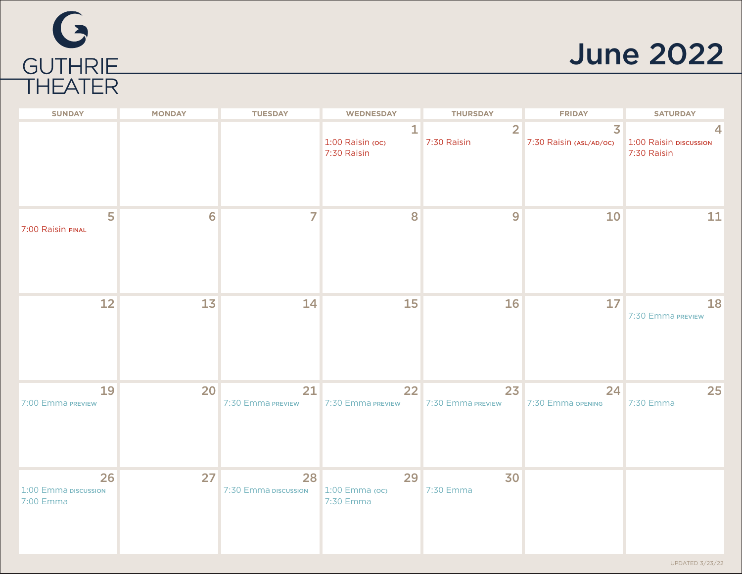GUTHRIE THEATER

# June 2022

| SUNDAY | MONDAY | TUESDAY | WEDNESDAY | THURSDAY | FRIDAY | SATURDAY |
|---|---|---|---|---|---|---|
| | | | 1<br>1:00 Raisin (OC)<br>7:30 Raisin | 2<br>7:30 Raisin | 3<br>7:30 Raisin (ASL/AD/OC) | 4<br>1:00 Raisin DISCUSSION<br>7:30 Raisin |
| 5<br>7:00 Raisin FINAL | 6 | 7 | 8 | 9 | 10 | 11 |
| 12 | 13 | 14 | 15 | 16 | 17 | 18<br>7:30 Emma PREVIEW |
| 19<br>7:00 Emma PREVIEW | 20 | 21<br>7:30 Emma PREVIEW | 22<br>7:30 Emma PREVIEW | 23<br>7:30 Emma PREVIEW | 24<br>7:30 Emma OPENING | 25<br>7:30 Emma |
| 26<br>1:00 Emma DISCUSSION<br>7:00 Emma | 27 | 28<br>7:30 Emma DISCUSSION | 29<br>1:00 Emma (OC)<br>7:30 Emma | 30<br>7:30 Emma | | |

UPDATED 3/23/22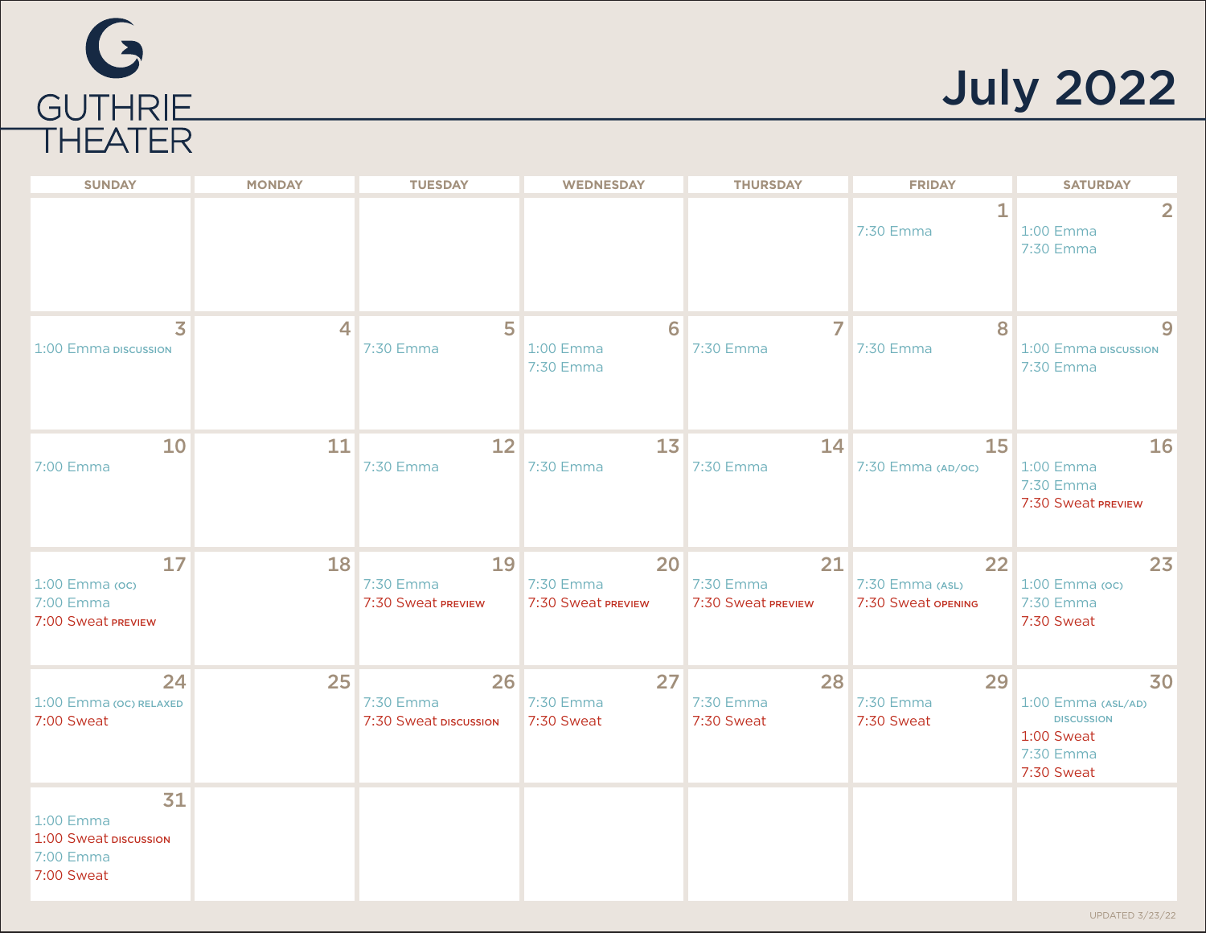# GUTHRIE THEATER

# July 2022

| SUNDAY | MONDAY | TUESDAY | WEDNESDAY | THURSDAY | FRIDAY | SATURDAY |
|---|---|---|---|---|---|---|
| | | | | | 1<br>7:30 Emma | 2<br>1:00 Emma<br>7:30 Emma |
| 3<br>1:00 Emma DISCUSSION | 4 | 5<br>7:30 Emma | 6<br>1:00 Emma<br>7:30 Emma | 7<br>7:30 Emma | 8<br>7:30 Emma | 9<br>1:00 Emma DISCUSSION<br>7:30 Emma |
| 10<br>7:00 Emma | 11 | 12<br>7:30 Emma | 13<br>7:30 Emma | 14<br>7:30 Emma | 15<br>7:30 Emma (AD/OC) | 16<br>1:00 Emma<br>7:30 Emma<br>7:30 Sweat PREVIEW |
| 17<br>1:00 Emma (OC)<br>7:00 Emma<br>7:00 Sweat PREVIEW | 18 | 19<br>7:30 Emma<br>7:30 Sweat PREVIEW | 20<br>7:30 Emma<br>7:30 Sweat PREVIEW | 21<br>7:30 Emma<br>7:30 Sweat PREVIEW | 22<br>7:30 Emma (ASL)<br>7:30 Sweat OPENING | 23<br>1:00 Emma (OC)<br>7:30 Emma<br>7:30 Sweat |
| 24<br>1:00 Emma (OC) RELAXED<br>7:00 Sweat | 25 | 26<br>7:30 Emma<br>7:30 Sweat DISCUSSION | 27<br>7:30 Emma<br>7:30 Sweat | 28<br>7:30 Emma<br>7:30 Sweat | 29<br>7:30 Emma<br>7:30 Sweat | 30<br>1:00 Emma (ASL/AD) DISCUSSION<br>1:00 Sweat<br>7:30 Emma<br>7:30 Sweat |
| 31<br>1:00 Emma<br>1:00 Sweat DISCUSSION<br>7:00 Emma<br>7:00 Sweat | | | | | | |

UPDATED 3/23/22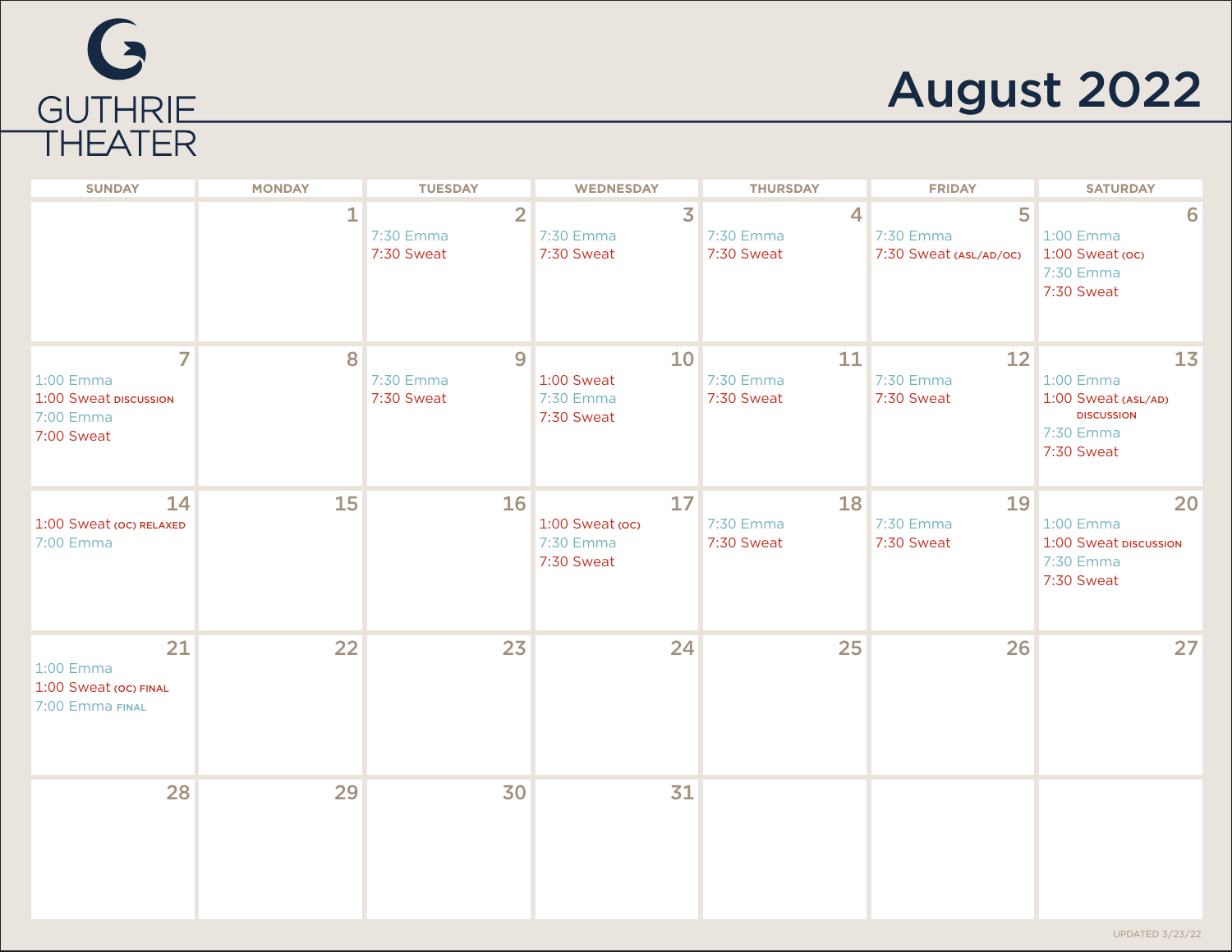GUTHRIE THEATER

# August 2022

| SUNDAY | MONDAY | TUESDAY | WEDNESDAY | THURSDAY | FRIDAY | SATURDAY |
|---|---|---|---|---|---|---|
| | 1 | 2<br>7:30 Emma<br>7:30 Sweat | 3<br>7:30 Emma<br>7:30 Sweat | 4<br>7:30 Emma<br>7:30 Sweat | 5<br>7:30 Emma<br>7:30 Sweat (ASL/AD/OC) | 6<br>1:00 Emma<br>1:00 Sweat (OC)<br>7:30 Emma<br>7:30 Sweat |
| 7<br>1:00 Emma<br>1:00 Sweat DISCUSSION<br>7:00 Emma<br>7:00 Sweat | 8 | 9<br>7:30 Emma<br>7:30 Sweat | 10<br>1:00 Sweat<br>7:30 Emma<br>7:30 Sweat | 11<br>7:30 Emma<br>7:30 Sweat | 12<br>7:30 Emma<br>7:30 Sweat | 13<br>1:00 Emma<br>1:00 Sweat (ASL/AD) DISCUSSION<br>7:30 Emma<br>7:30 Sweat |
| 14<br>1:00 Sweat (OC) RELAXED<br>7:00 Emma | 15 | 16 | 17<br>1:00 Sweat (OC)<br>7:30 Emma<br>7:30 Sweat | 18<br>7:30 Emma<br>7:30 Sweat | 19<br>7:30 Emma<br>7:30 Sweat | 20<br>1:00 Emma<br>1:00 Sweat DISCUSSION<br>7:30 Emma<br>7:30 Sweat |
| 21<br>1:00 Emma<br>1:00 Sweat (OC) FINAL<br>7:00 Emma FINAL | 22 | 23 | 24 | 25 | 26 | 27 |
| 28 | 29 | 30 | 31 | | | |

UPDATED 3/23/22